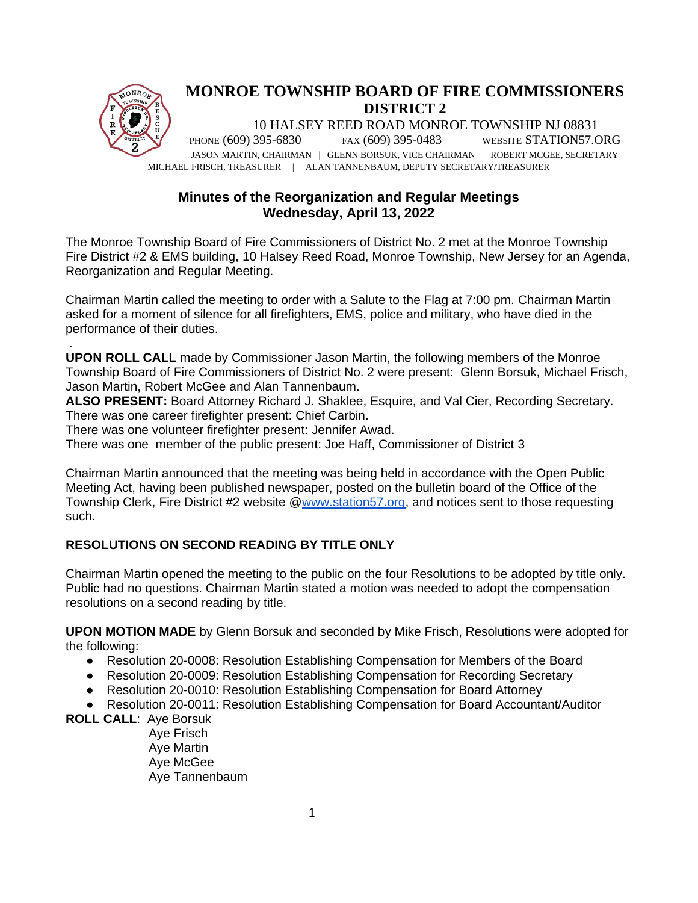# MONROE TOWNSHIP BOARD OF FIRE COMMISSIONERS
## DISTRICT 2

10 HALSEY REED ROAD MONROE TOWNSHIP NJ 08831
PHONE (609) 395-6830 FAX (609) 395-0483 WEBSITE STATION57.ORG
JASON MARTIN, CHAIRMAN | GLENN BORSUK, VICE CHAIRMAN | ROBERT MCGEE, SECRETARY
MICHAEL FRISCH, TREASURER | ALAN TANNENBAUM, DEPUTY SECRETARY/TREASURER

## Minutes of the Reorganization and Regular Meetings
## Wednesday, April 13, 2022

The Monroe Township Board of Fire Commissioners of District No. 2 met at the Monroe Township Fire District #2 & EMS building, 10 Halsey Reed Road, Monroe Township, New Jersey for an Agenda, Reorganization and Regular Meeting.

Chairman Martin called the meeting to order with a Salute to the Flag at 7:00 pm. Chairman Martin asked for a moment of silence for all firefighters, EMS, police and military, who have died in the performance of their duties.

.

**UPON ROLL CALL** made by Commissioner Jason Martin, the following members of the Monroe Township Board of Fire Commissioners of District No. 2 were present: Glenn Borsuk, Michael Frisch, Jason Martin, Robert McGee and Alan Tannenbaum.

**ALSO PRESENT:** Board Attorney Richard J. Shaklee, Esquire, and Val Cier, Recording Secretary.
There was one career firefighter present: Chief Carbin.
There was one volunteer firefighter present: Jennifer Awad.
There was one member of the public present: Joe Haff, Commissioner of District 3

Chairman Martin announced that the meeting was being held in accordance with the Open Public Meeting Act, having been published newspaper, posted on the bulletin board of the Office of the Township Clerk, Fire District #2 website @www.station57.org, and notices sent to those requesting such.

**RESOLUTIONS ON SECOND READING BY TITLE ONLY**

Chairman Martin opened the meeting to the public on the four Resolutions to be adopted by title only. Public had no questions. Chairman Martin stated a motion was needed to adopt the compensation resolutions on a second reading by title.

**UPON MOTION MADE** by Glenn Borsuk and seconded by Mike Frisch, Resolutions were adopted for the following:

- Resolution 20-0008: Resolution Establishing Compensation for Members of the Board
- Resolution 20-0009: Resolution Establishing Compensation for Recording Secretary
- Resolution 20-0010: Resolution Establishing Compensation for Board Attorney
- Resolution 20-0011: Resolution Establishing Compensation for Board Accountant/Auditor

**ROLL CALL**: Aye Borsuk
Aye Frisch
Aye Martin
Aye McGee
Aye Tannenbaum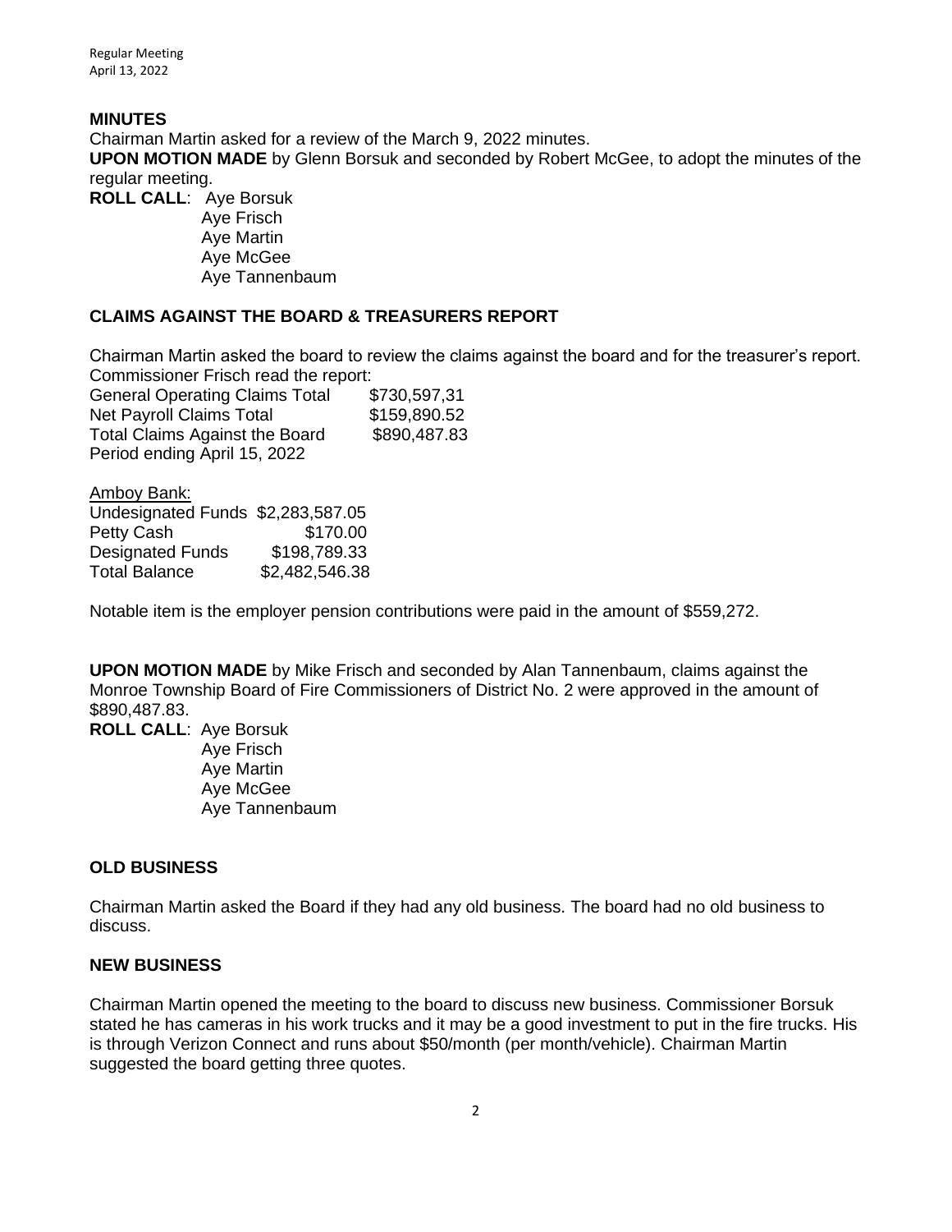**MINUTES**

Chairman Martin asked for a review of the March 9, 2022 minutes.

**UPON MOTION MADE** by Glenn Borsuk and seconded by Robert McGee, to adopt the minutes of the regular meeting.

**ROLL CALL**: Aye Borsuk
Aye Frisch
Aye Martin
Aye McGee
Aye Tannenbaum

**CLAIMS AGAINST THE BOARD & TREASURERS REPORT**

Chairman Martin asked the board to review the claims against the board and for the treasurer's report. Commissioner Frisch read the report:

| | |
|---|---|
| General Operating Claims Total | \$730,597,31 |
| Net Payroll Claims Total | \$159,890.52 |
| Total Claims Against the Board | \$890,487.83 |

Period ending April 15, 2022

Amboy Bank:

| | |
|---|---|
| Undesignated Funds | \$2,283,587.05 |
| Petty Cash | \$170.00 |
| Designated Funds | \$198,789.33 |
| Total Balance | \$2,482,546.38 |

Notable item is the employer pension contributions were paid in the amount of \$559,272.

**UPON MOTION MADE** by Mike Frisch and seconded by Alan Tannenbaum, claims against the Monroe Township Board of Fire Commissioners of District No. 2 were approved in the amount of \$890,487.83.

**ROLL CALL**: Aye Borsuk
Aye Frisch
Aye Martin
Aye McGee
Aye Tannenbaum

**OLD BUSINESS**

Chairman Martin asked the Board if they had any old business. The board had no old business to discuss.

**NEW BUSINESS**

Chairman Martin opened the meeting to the board to discuss new business. Commissioner Borsuk stated he has cameras in his work trucks and it may be a good investment to put in the fire trucks. His is through Verizon Connect and runs about \$50/month (per month/vehicle). Chairman Martin suggested the board getting three quotes.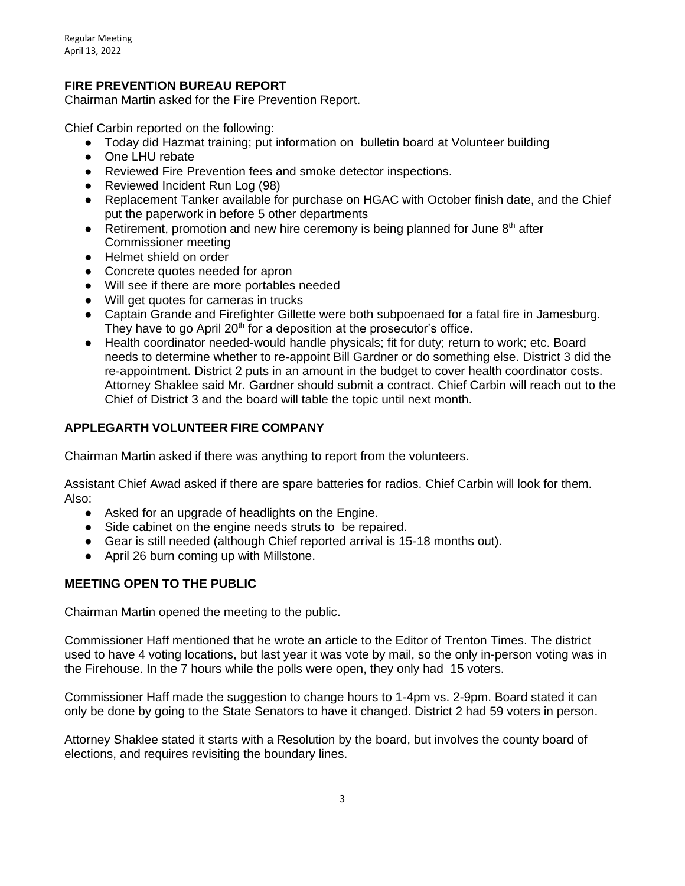## FIRE PREVENTION BUREAU REPORT

Chairman Martin asked for the Fire Prevention Report.

Chief Carbin reported on the following:

- Today did Hazmat training; put information on bulletin board at Volunteer building
- One LHU rebate
- Reviewed Fire Prevention fees and smoke detector inspections.
- Reviewed Incident Run Log (98)
- Replacement Tanker available for purchase on HGAC with October finish date, and the Chief put the paperwork in before 5 other departments
- Retirement, promotion and new hire ceremony is being planned for June 8th after Commissioner meeting
- Helmet shield on order
- Concrete quotes needed for apron
- Will see if there are more portables needed
- Will get quotes for cameras in trucks
- Captain Grande and Firefighter Gillette were both subpoenaed for a fatal fire in Jamesburg. They have to go April 20th for a deposition at the prosecutor's office.
- Health coordinator needed-would handle physicals; fit for duty; return to work; etc. Board needs to determine whether to re-appoint Bill Gardner or do something else. District 3 did the re-appointment. District 2 puts in an amount in the budget to cover health coordinator costs. Attorney Shaklee said Mr. Gardner should submit a contract. Chief Carbin will reach out to the Chief of District 3 and the board will table the topic until next month.

## APPLEGARTH VOLUNTEER FIRE COMPANY

Chairman Martin asked if there was anything to report from the volunteers.

Assistant Chief Awad asked if there are spare batteries for radios. Chief Carbin will look for them. Also:

- Asked for an upgrade of headlights on the Engine.
- Side cabinet on the engine needs struts to be repaired.
- Gear is still needed (although Chief reported arrival is 15-18 months out).
- April 26 burn coming up with Millstone.

## MEETING OPEN TO THE PUBLIC

Chairman Martin opened the meeting to the public.

Commissioner Haff mentioned that he wrote an article to the Editor of Trenton Times. The district used to have 4 voting locations, but last year it was vote by mail, so the only in-person voting was in the Firehouse. In the 7 hours while the polls were open, they only had 15 voters.

Commissioner Haff made the suggestion to change hours to 1-4pm vs. 2-9pm. Board stated it can only be done by going to the State Senators to have it changed. District 2 had 59 voters in person.

Attorney Shaklee stated it starts with a Resolution by the board, but involves the county board of elections, and requires revisiting the boundary lines.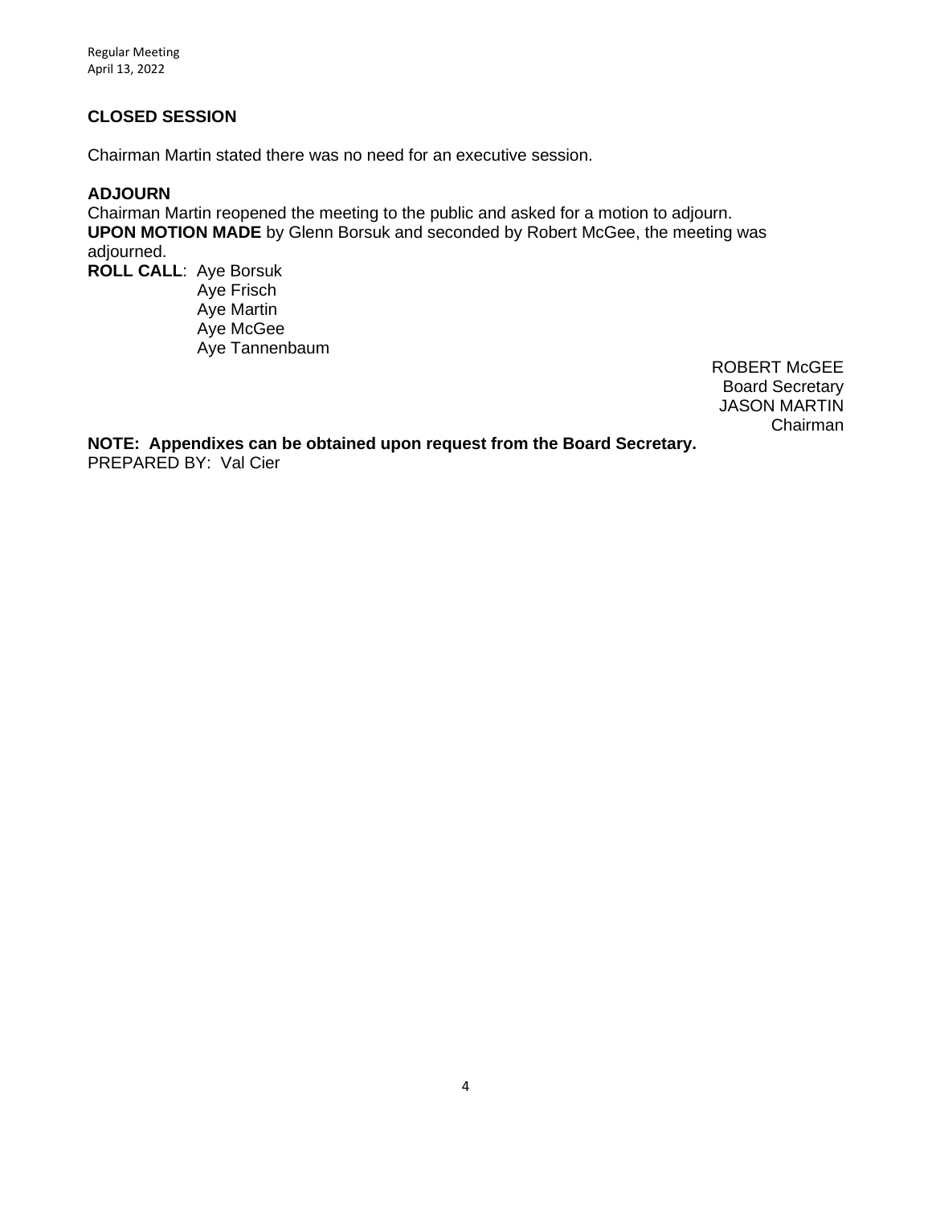## CLOSED SESSION

Chairman Martin stated there was no need for an executive session.

## ADJOURN

Chairman Martin reopened the meeting to the public and asked for a motion to adjourn.
**UPON MOTION MADE** by Glenn Borsuk and seconded by Robert McGee, the meeting was adjourned.

**ROLL CALL**: Aye Borsuk
Aye Frisch
Aye Martin
Aye McGee
Aye Tannenbaum

ROBERT McGEE
Board Secretary
JASON MARTIN
Chairman

**NOTE: Appendixes can be obtained upon request from the Board Secretary.**
PREPARED BY: Val Cier